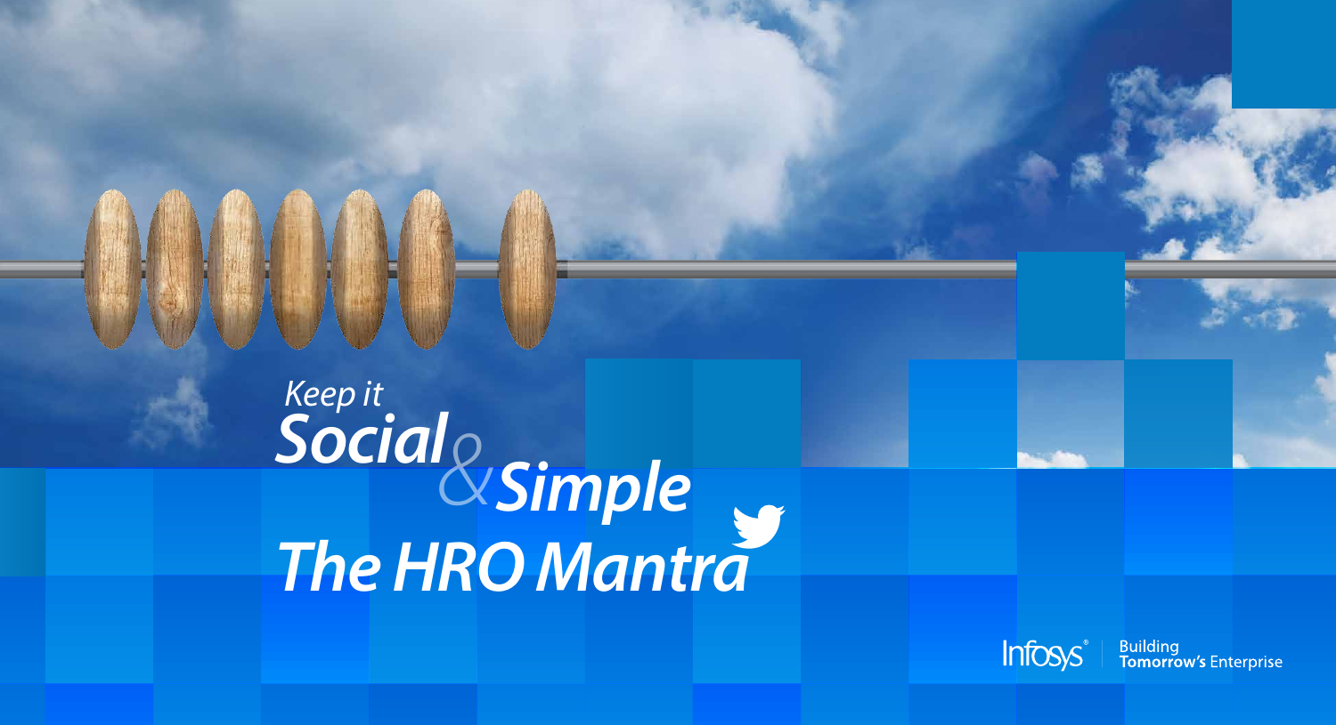# Keep it Social & Simple

# The HRO Mantra

Infosys® | Building Tomorrow's Enterprise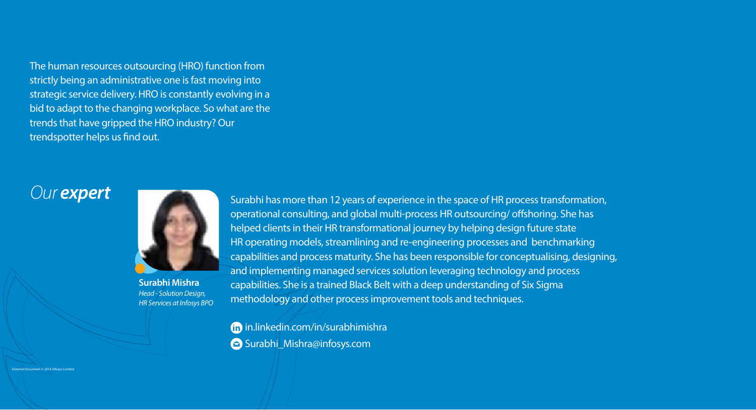The human resources outsourcing (HRO) function from strictly being an administrative one is fast moving into strategic service delivery. HRO is constantly evolving in a bid to adapt to the changing workplace. So what are the trends that have gripped the HRO industry? Our trendspotter helps us find out.

## *Our* ***expert***

**Surabhi Mishra**
*Head - Solution Design, HR Services at Infosys BPO*

Surabhi has more than 12 years of experience in the space of HR process transformation, operational consulting, and global multi-process HR outsourcing/ offshoring. She has helped clients in their HR transformational journey by helping design future state HR operating models, streamlining and re-engineering processes and benchmarking capabilities and process maturity. She has been responsible for conceptualising, designing, and implementing managed services solution leveraging technology and process capabilities. She is a trained Black Belt with a deep understanding of Six Sigma methodology and other process improvement tools and techniques.

in.linkedin.com/in/surabhimishra

Surabhi_Mishra@infosys.com

External Document © 2014 Infosys Limited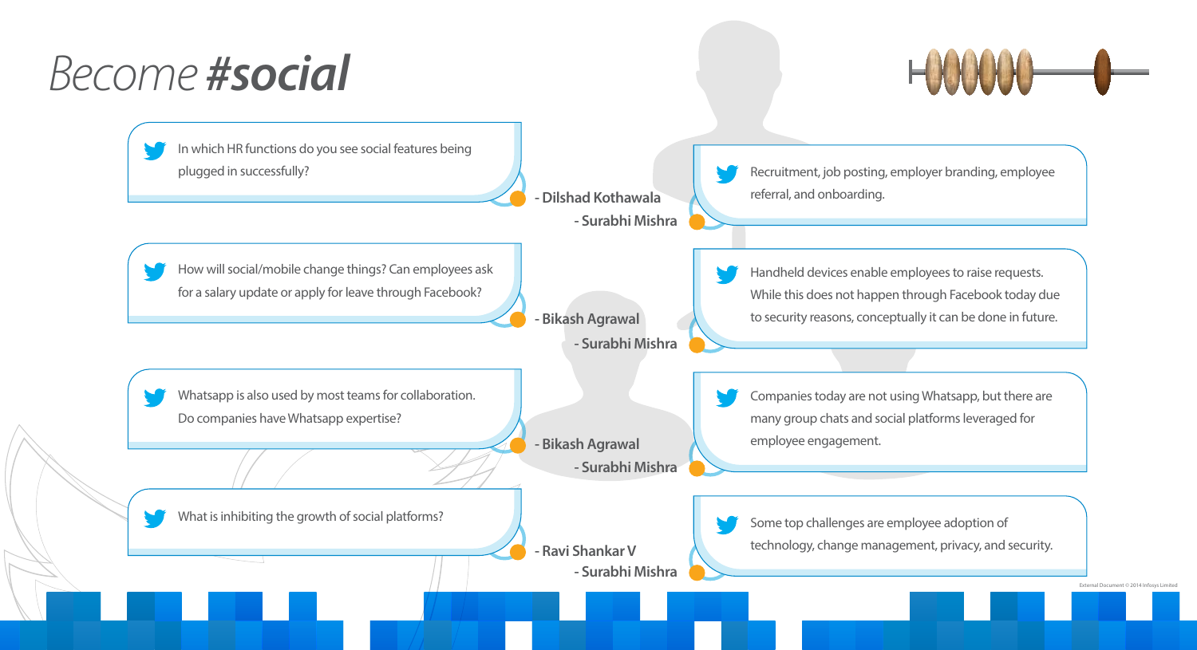# *Become* ***#social***

In which HR functions do you see social features being plugged in successfully?

\- Dilshad Kothawala

Recruitment, job posting, employer branding, employee referral, and onboarding.

\- Surabhi Mishra

How will social/mobile change things? Can employees ask for a salary update or apply for leave through Facebook?

\- Bikash Agrawal

Handheld devices enable employees to raise requests. While this does not happen through Facebook today due to security reasons, conceptually it can be done in future.

\- Surabhi Mishra

Whatsapp is also used by most teams for collaboration. Do companies have Whatsapp expertise?

\- Bikash Agrawal

Companies today are not using Whatsapp, but there are many group chats and social platforms leveraged for employee engagement.

\- Surabhi Mishra

What is inhibiting the growth of social platforms?

\- Ravi Shankar V

Some top challenges are employee adoption of technology, change management, privacy, and security.

\- Surabhi Mishra

External Document © 2014 Infosys Limited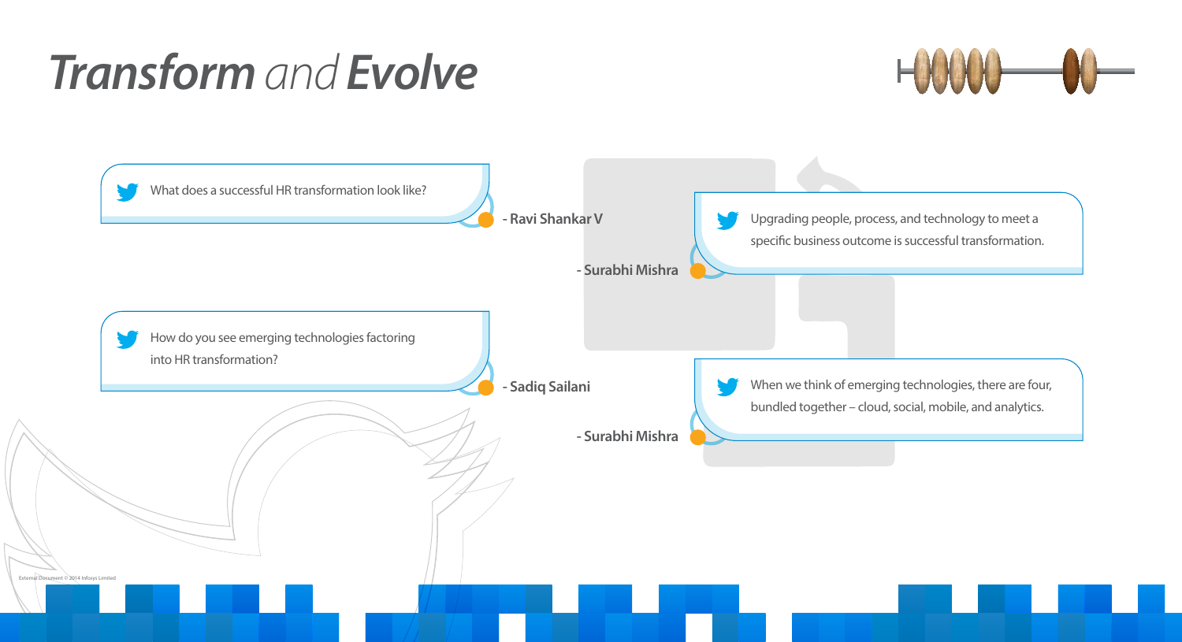# *Transform* and *Evolve*

What does a successful HR transformation look like?

**- Ravi Shankar V**

Upgrading people, process, and technology to meet a specific business outcome is successful transformation.

**- Surabhi Mishra**

How do you see emerging technologies factoring into HR transformation?

**- Sadiq Sailani**

When we think of emerging technologies, there are four, bundled together – cloud, social, mobile, and analytics.

**- Surabhi Mishra**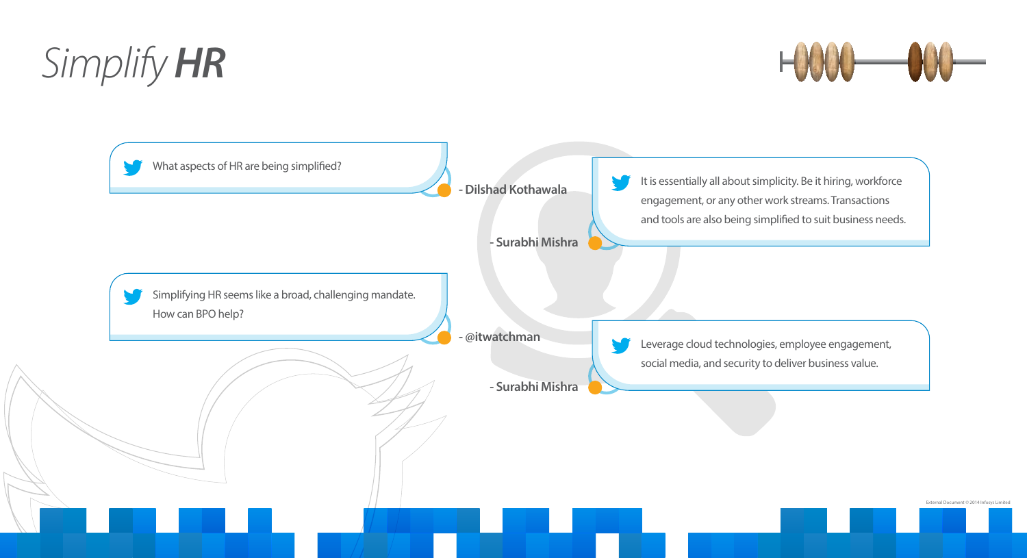# Simplify **HR**

What aspects of HR are being simplified?

- Dilshad Kothawala

It is essentially all about simplicity. Be it hiring, workforce engagement, or any other work streams. Transactions and tools are also being simplified to suit business needs.

- Surabhi Mishra

Simplifying HR seems like a broad, challenging mandate. How can BPO help?

- @itwatchman

Leverage cloud technologies, employee engagement, social media, and security to deliver business value.

- Surabhi Mishra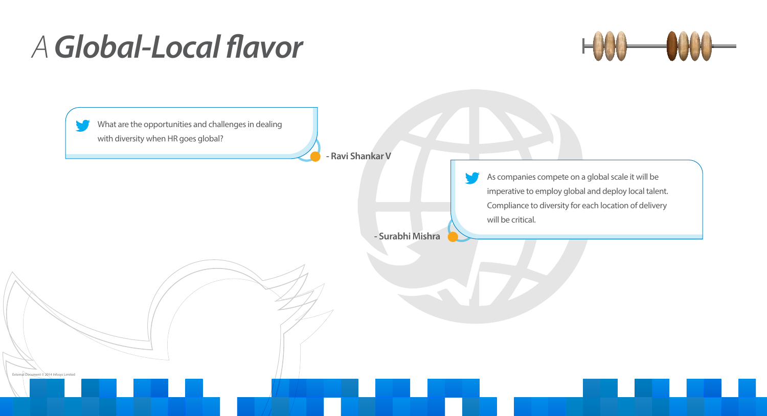# A ***Global-Local flavor***

What are the opportunities and challenges in dealing with diversity when HR goes global?

- Ravi Shankar V

As companies compete on a global scale it will be imperative to employ global and deploy local talent. Compliance to diversity for each location of delivery will be critical.

- Surabhi Mishra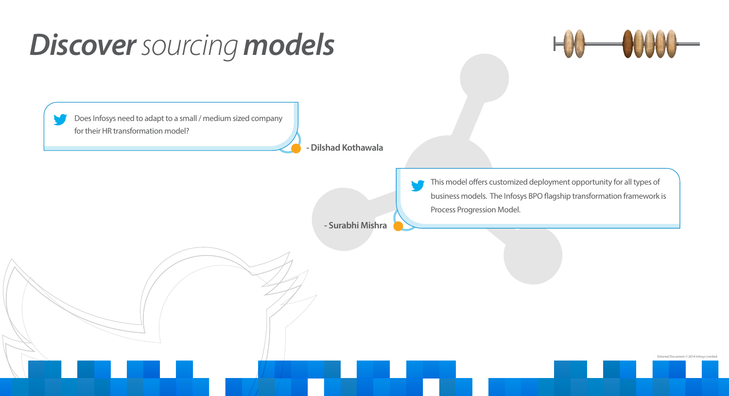# *Discover* sourcing *models*

Does Infosys need to adapt to a small / medium sized company for their HR transformation model?

- Dilshad Kothawala

This model offers customized deployment opportunity for all types of business models. The Infosys BPO flagship transformation framework is Process Progression Model.

- Surabhi Mishra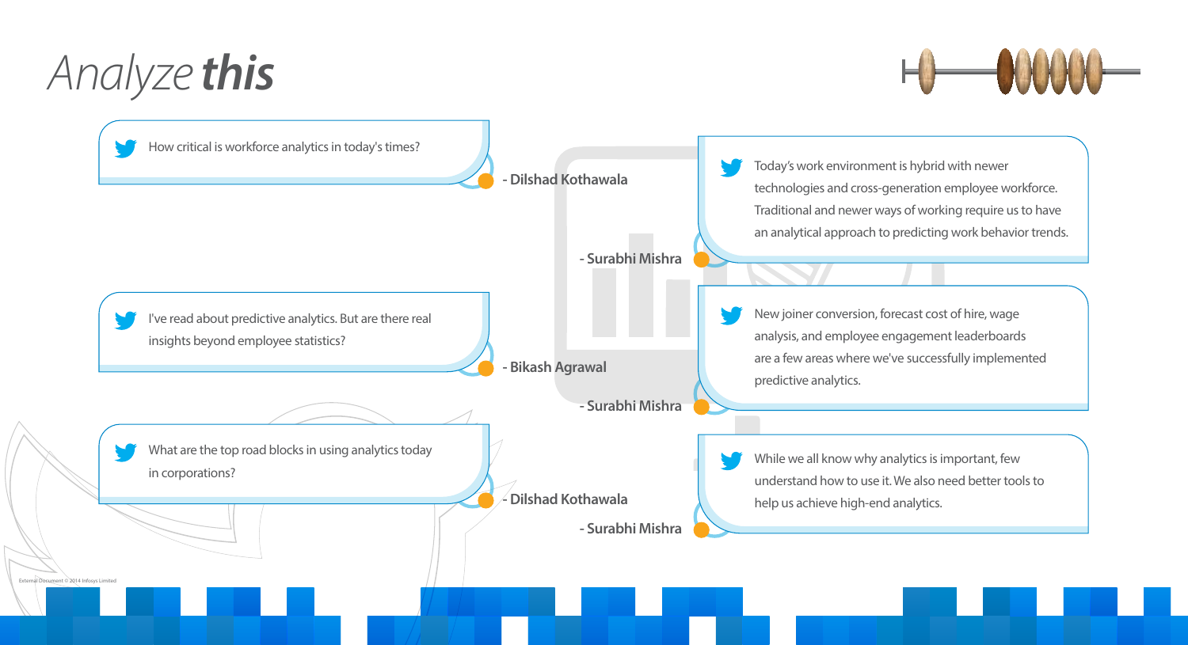# Analyze **this**

How critical is workforce analytics in today's times?

- Dilshad Kothawala

Today's work environment is hybrid with newer technologies and cross-generation employee workforce. Traditional and newer ways of working require us to have an analytical approach to predicting work behavior trends.

- Surabhi Mishra

I've read about predictive analytics. But are there real insights beyond employee statistics?

- Bikash Agrawal

New joiner conversion, forecast cost of hire, wage analysis, and employee engagement leaderboards are a few areas where we've successfully implemented predictive analytics.

- Surabhi Mishra

What are the top road blocks in using analytics today in corporations?

- Dilshad Kothawala

While we all know why analytics is important, few understand how to use it. We also need better tools to help us achieve high-end analytics.

- Surabhi Mishra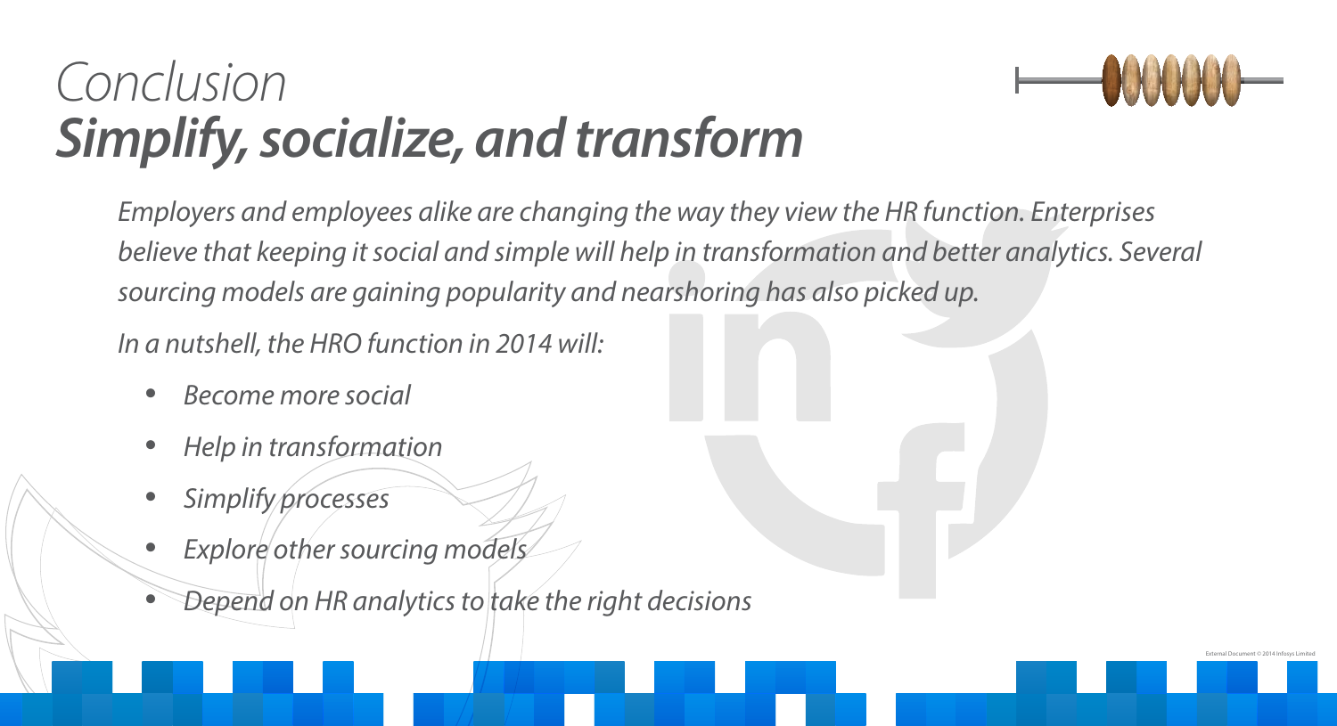# Conclusion
## ***Simplify, socialize, and transform***

*Employers and employees alike are changing the way they view the HR function. Enterprises believe that keeping it social and simple will help in transformation and better analytics. Several sourcing models are gaining popularity and nearshoring has also picked up.*

*In a nutshell, the HRO function in 2014 will:*

- *Become more social*
- *Help in transformation*
- *Simplify processes*
- *Explore other sourcing models*
- *Depend on HR analytics to take the right decisions*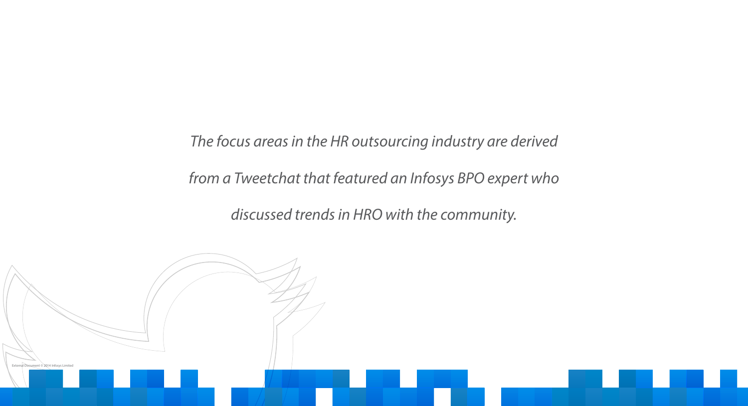*The focus areas in the HR outsourcing industry are derived from a Tweetchat that featured an Infosys BPO expert who discussed trends in HRO with the community.*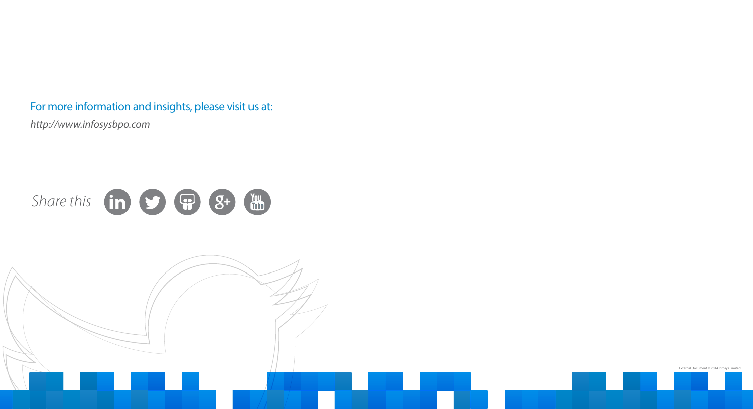For more information and insights, please visit us at:

*http://www.infosysbpo.com*

*Share this*

External Document © 2014 Infosys Limited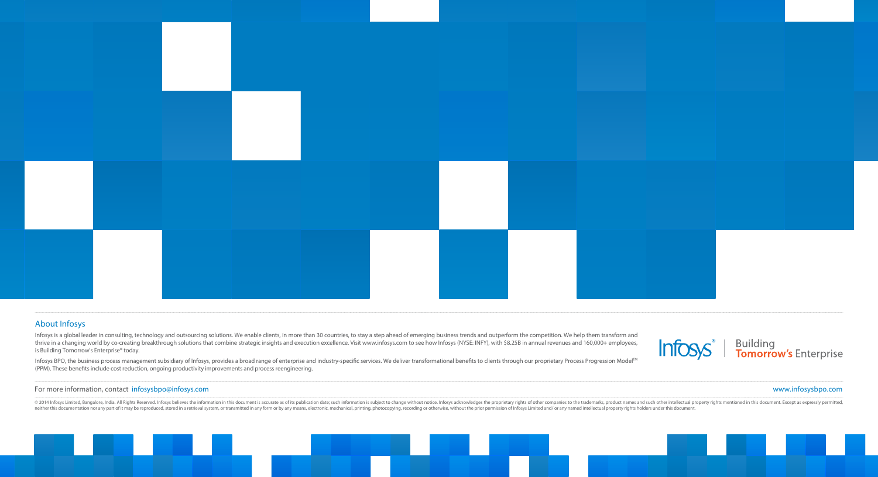## About Infosys

Infosys is a global leader in consulting, technology and outsourcing solutions. We enable clients, in more than 30 countries, to stay a step ahead of emerging business trends and outperform the competition. We help them transform and thrive in a changing world by co-creating breakthrough solutions that combine strategic insights and execution excellence. Visit www.infosys.com to see how Infosys (NYSE: INFY), with $8.25B in annual revenues and 160,000+ employees, is Building Tomorrow's Enterprise® today.

Infosys BPO, the business process management subsidiary of Infosys, provides a broad range of enterprise and industry-specific services. We deliver transformational benefits to clients through our proprietary Process Progression Model™ (PPM). These benefits include cost reduction, ongoing productivity improvements and process reengineering.

Infosys® | Building Tomorrow's Enterprise

For more information, contact infosysbpo@infosys.com

www.infosysbpo.com

© 2014 Infosys Limited, Bangalore, India. All Rights Reserved. Infosys believes the information in this document is accurate as of its publication date; such information is subject to change without notice. Infosys acknowledges the proprietary rights of other companies to the trademarks, product names and such other intellectual property rights mentioned in this document. Except as expressly permitted, neither this documentation nor any part of it may be reproduced, stored in a retrieval system, or transmitted in any form or by any means, electronic, mechanical, printing, photocopying, recording or otherwise, without the prior permission of Infosys Limited and/ or any named intellectual property rights holders under this document.